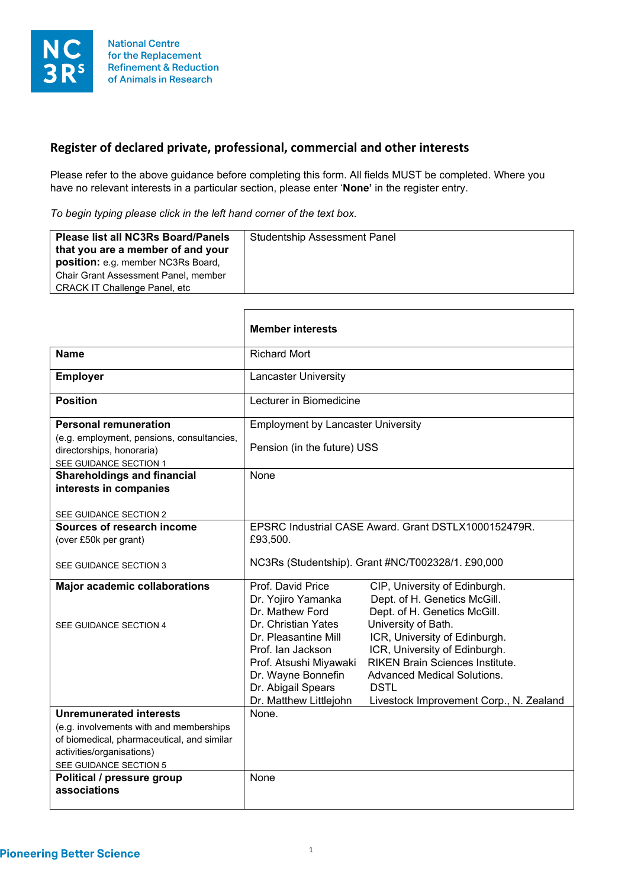National Centre for the Replacement Refinement & Reduction of Animals in Research

## Register of declared private, professional, commercial and other interests

Please refer to the above guidance before completing this form. All fields MUST be completed. Where you have no relevant interests in a particular section, please enter '**None**' in the register entry.

*To begin typing please click in the left hand corner of the text box.*

| **Please list all NC3Rs Board/Panels that you are a member of and your position:** e.g. member NC3Rs Board, Chair Grant Assessment Panel, member CRACK IT Challenge Panel, etc | Studentship Assessment Panel |
|---|---|

| | **Member interests** |
|---|---|
| **Name** | Richard Mort |
| **Employer** | Lancaster University |
| **Position** | Lecturer in Biomedicine |
| **Personal remuneration** (e.g. employment, pensions, consultancies, directorships, honoraria) SEE GUIDANCE SECTION 1 | Employment by Lancaster University<br><br>Pension (in the future) USS |
| **Shareholdings and financial interests in companies** <br><br>SEE GUIDANCE SECTION 2 | None |
| **Sources of research income** (over £50k per grant)<br><br>SEE GUIDANCE SECTION 3 | EPSRC Industrial CASE Award. Grant DSTLX1000152479R. £93,500.<br><br>NC3Rs (Studentship). Grant #NC/T002328/1. £90,000 |
| **Major academic collaborations**<br><br>SEE GUIDANCE SECTION 4 | Prof. David Price — CIP, University of Edinburgh.<br>Dr. Yojiro Yamanka — Dept. of H. Genetics McGill.<br>Dr. Mathew Ford — Dept. of H. Genetics McGill.<br>Dr. Christian Yates — University of Bath.<br>Dr. Pleasantine Mill — ICR, University of Edinburgh.<br>Prof. Ian Jackson — ICR, University of Edinburgh.<br>Prof. Atsushi Miyawaki — RIKEN Brain Sciences Institute.<br>Dr. Wayne Bonnefin — Advanced Medical Solutions.<br>Dr. Abigail Spears — DSTL<br>Dr. Matthew Littlejohn — Livestock Improvement Corp., N. Zealand |
| **Unremunerated interests** (e.g. involvements with and memberships of biomedical, pharmaceutical, and similar activities/organisations)<br>SEE GUIDANCE SECTION 5 | None. |
| **Political / pressure group associations** | None |

Pioneering Better Science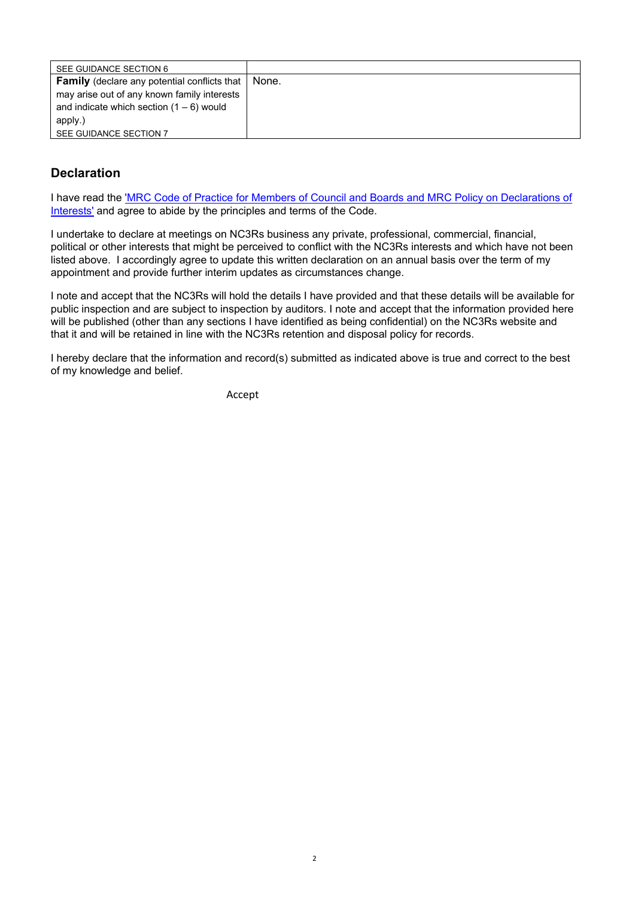| | |
|---|---|
| SEE GUIDANCE SECTION 6 | |
| **Family** (declare any potential conflicts that may arise out of any known family interests and indicate which section (1 – 6) would apply.) SEE GUIDANCE SECTION 7 | None. |

## Declaration

I have read the 'MRC Code of Practice for Members of Council and Boards and MRC Policy on Declarations of Interests' and agree to abide by the principles and terms of the Code.

I undertake to declare at meetings on NC3Rs business any private, professional, commercial, financial, political or other interests that might be perceived to conflict with the NC3Rs interests and which have not been listed above. I accordingly agree to update this written declaration on an annual basis over the term of my appointment and provide further interim updates as circumstances change.

I note and accept that the NC3Rs will hold the details I have provided and that these details will be available for public inspection and are subject to inspection by auditors. I note and accept that the information provided here will be published (other than any sections I have identified as being confidential) on the NC3Rs website and that it and will be retained in line with the NC3Rs retention and disposal policy for records.

I hereby declare that the information and record(s) submitted as indicated above is true and correct to the best of my knowledge and belief.

Accept